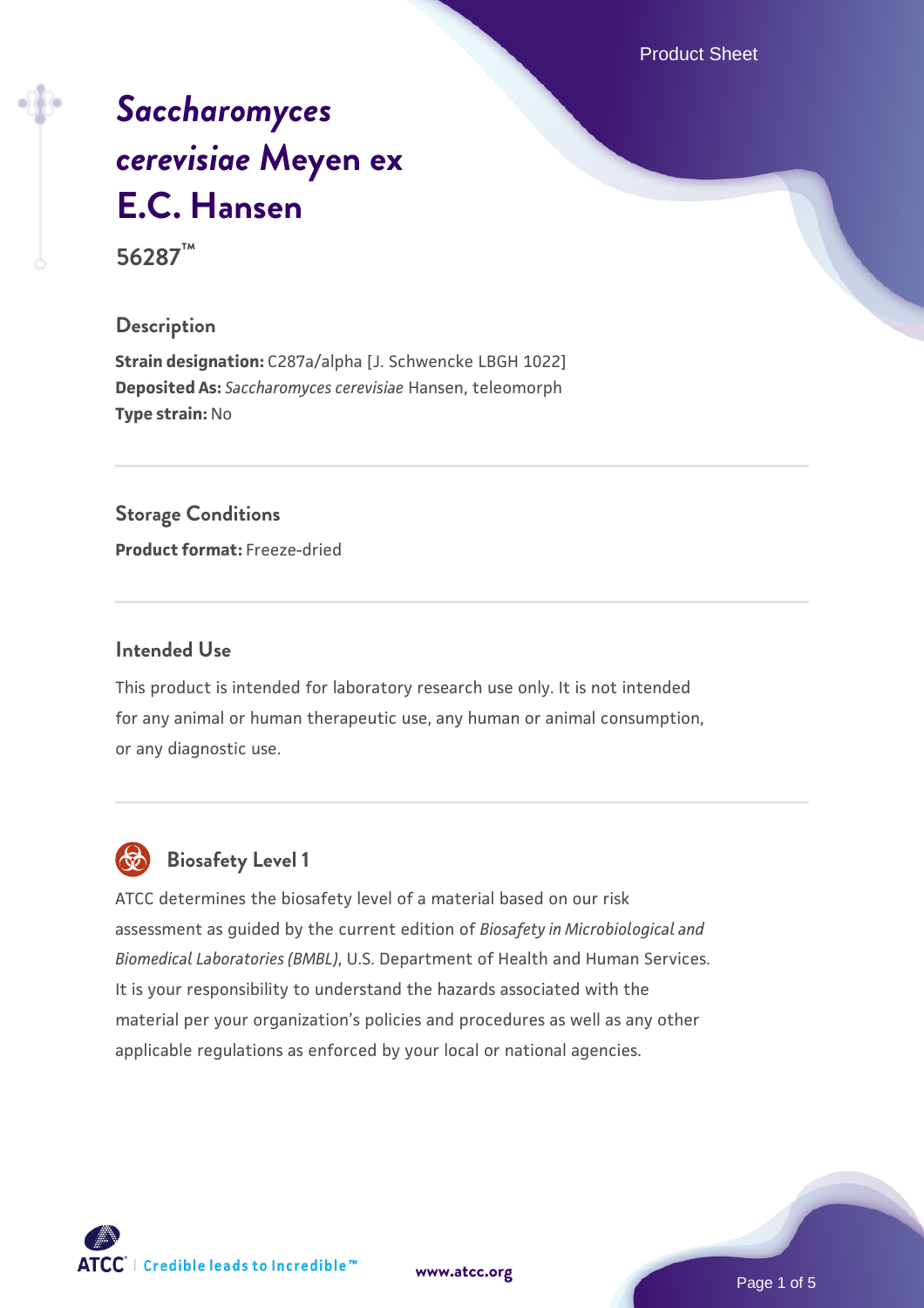# *Saccharomyces cerevisiae* Meyen ex E.C. Hansen

**56287™**

## Description

**Strain designation:** C287a/alpha [J. Schwencke LBGH 1022]
**Deposited As:** *Saccharomyces cerevisiae* Hansen, teleomorph
**Type strain:** No

## Storage Conditions

**Product format:** Freeze-dried

## Intended Use

This product is intended for laboratory research use only. It is not intended for any animal or human therapeutic use, any human or animal consumption, or any diagnostic use.

## Biosafety Level 1

ATCC determines the biosafety level of a material based on our risk assessment as guided by the current edition of *Biosafety in Microbiological and Biomedical Laboratories (BMBL)*, U.S. Department of Health and Human Services. It is your responsibility to understand the hazards associated with the material per your organization's policies and procedures as well as any other applicable regulations as enforced by your local or national agencies.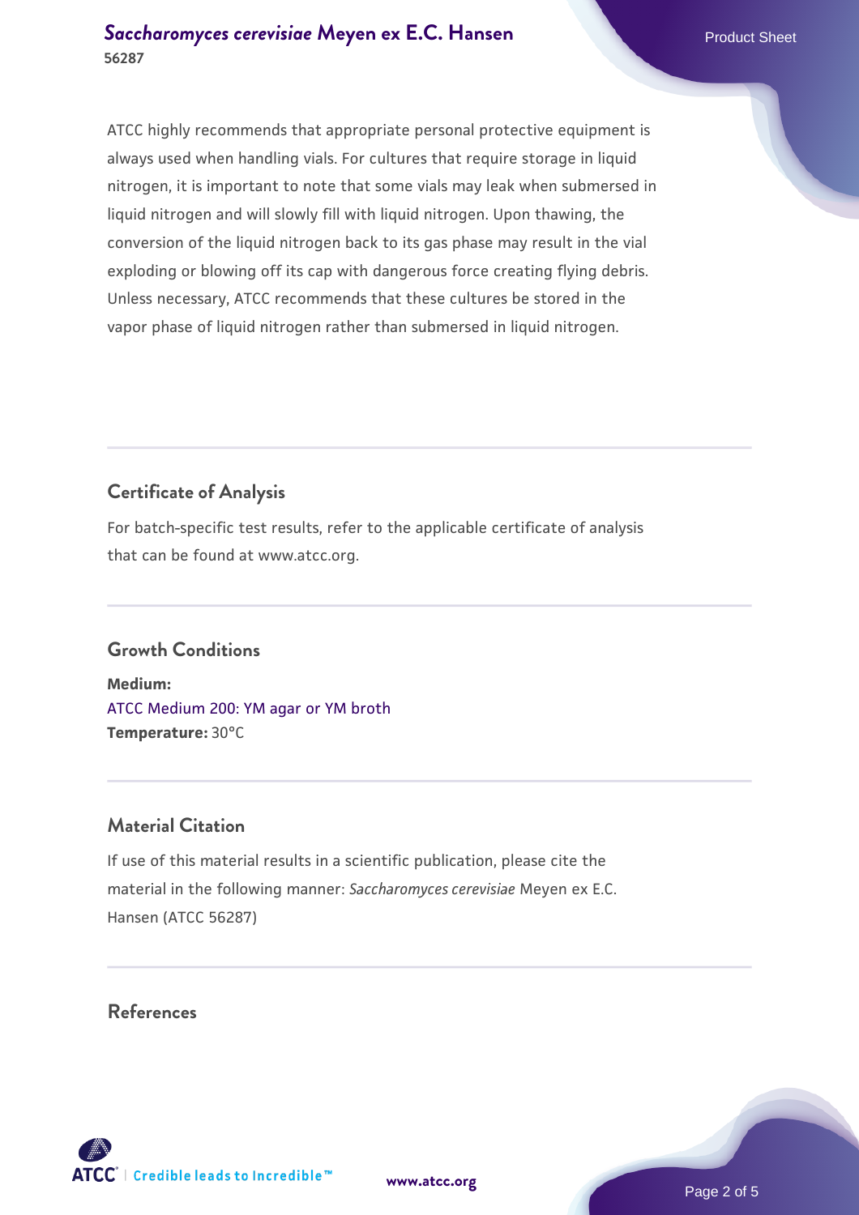ATCC highly recommends that appropriate personal protective equipment is always used when handling vials. For cultures that require storage in liquid nitrogen, it is important to note that some vials may leak when submersed in liquid nitrogen and will slowly fill with liquid nitrogen. Upon thawing, the conversion of the liquid nitrogen back to its gas phase may result in the vial exploding or blowing off its cap with dangerous force creating flying debris. Unless necessary, ATCC recommends that these cultures be stored in the vapor phase of liquid nitrogen rather than submersed in liquid nitrogen.

## Certificate of Analysis

For batch-specific test results, refer to the applicable certificate of analysis that can be found at www.atcc.org.

## Growth Conditions

**Medium:**
ATCC Medium 200: YM agar or YM broth
**Temperature:** 30°C

## Material Citation

If use of this material results in a scientific publication, please cite the material in the following manner: *Saccharomyces cerevisiae* Meyen ex E.C. Hansen (ATCC 56287)

## References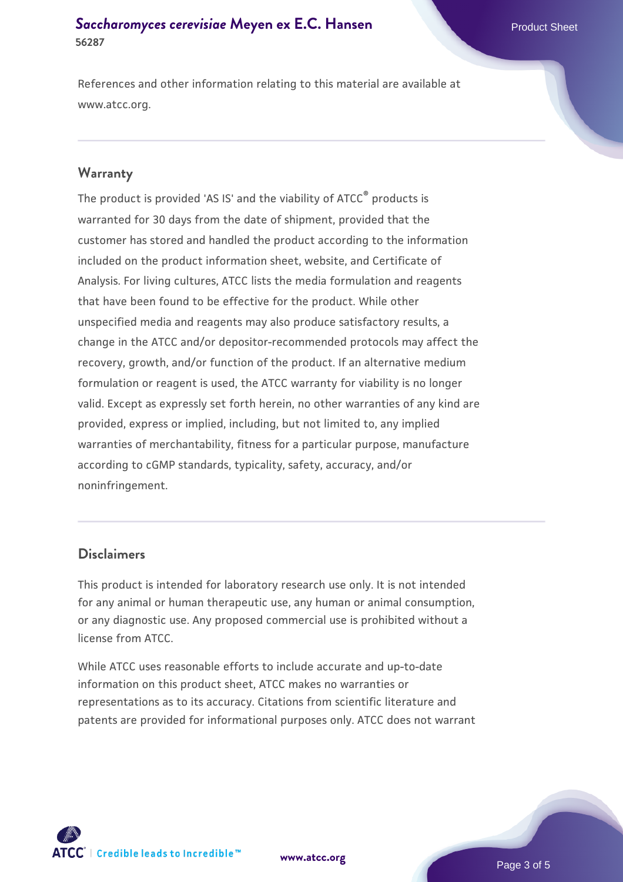References and other information relating to this material are available at www.atcc.org.

## Warranty

The product is provided 'AS IS' and the viability of ATCC® products is warranted for 30 days from the date of shipment, provided that the customer has stored and handled the product according to the information included on the product information sheet, website, and Certificate of Analysis. For living cultures, ATCC lists the media formulation and reagents that have been found to be effective for the product. While other unspecified media and reagents may also produce satisfactory results, a change in the ATCC and/or depositor-recommended protocols may affect the recovery, growth, and/or function of the product. If an alternative medium formulation or reagent is used, the ATCC warranty for viability is no longer valid. Except as expressly set forth herein, no other warranties of any kind are provided, express or implied, including, but not limited to, any implied warranties of merchantability, fitness for a particular purpose, manufacture according to cGMP standards, typicality, safety, accuracy, and/or noninfringement.

## Disclaimers

This product is intended for laboratory research use only. It is not intended for any animal or human therapeutic use, any human or animal consumption, or any diagnostic use. Any proposed commercial use is prohibited without a license from ATCC.

While ATCC uses reasonable efforts to include accurate and up-to-date information on this product sheet, ATCC makes no warranties or representations as to its accuracy. Citations from scientific literature and patents are provided for informational purposes only. ATCC does not warrant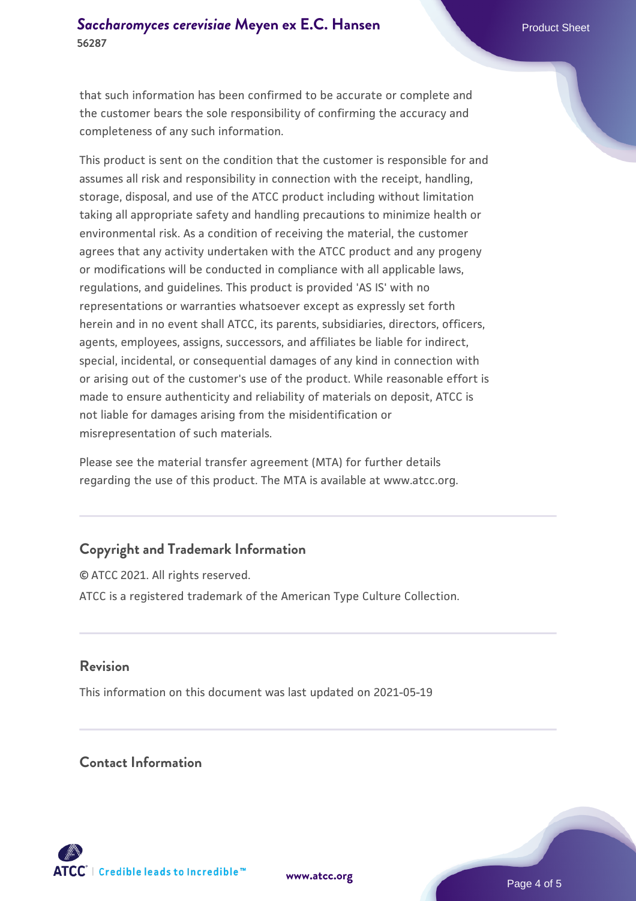that such information has been confirmed to be accurate or complete and the customer bears the sole responsibility of confirming the accuracy and completeness of any such information.

This product is sent on the condition that the customer is responsible for and assumes all risk and responsibility in connection with the receipt, handling, storage, disposal, and use of the ATCC product including without limitation taking all appropriate safety and handling precautions to minimize health or environmental risk. As a condition of receiving the material, the customer agrees that any activity undertaken with the ATCC product and any progeny or modifications will be conducted in compliance with all applicable laws, regulations, and guidelines. This product is provided 'AS IS' with no representations or warranties whatsoever except as expressly set forth herein and in no event shall ATCC, its parents, subsidiaries, directors, officers, agents, employees, assigns, successors, and affiliates be liable for indirect, special, incidental, or consequential damages of any kind in connection with or arising out of the customer's use of the product. While reasonable effort is made to ensure authenticity and reliability of materials on deposit, ATCC is not liable for damages arising from the misidentification or misrepresentation of such materials.

Please see the material transfer agreement (MTA) for further details regarding the use of this product. The MTA is available at www.atcc.org.

## Copyright and Trademark Information

© ATCC 2021. All rights reserved.

ATCC is a registered trademark of the American Type Culture Collection.

## Revision

This information on this document was last updated on 2021-05-19

## Contact Information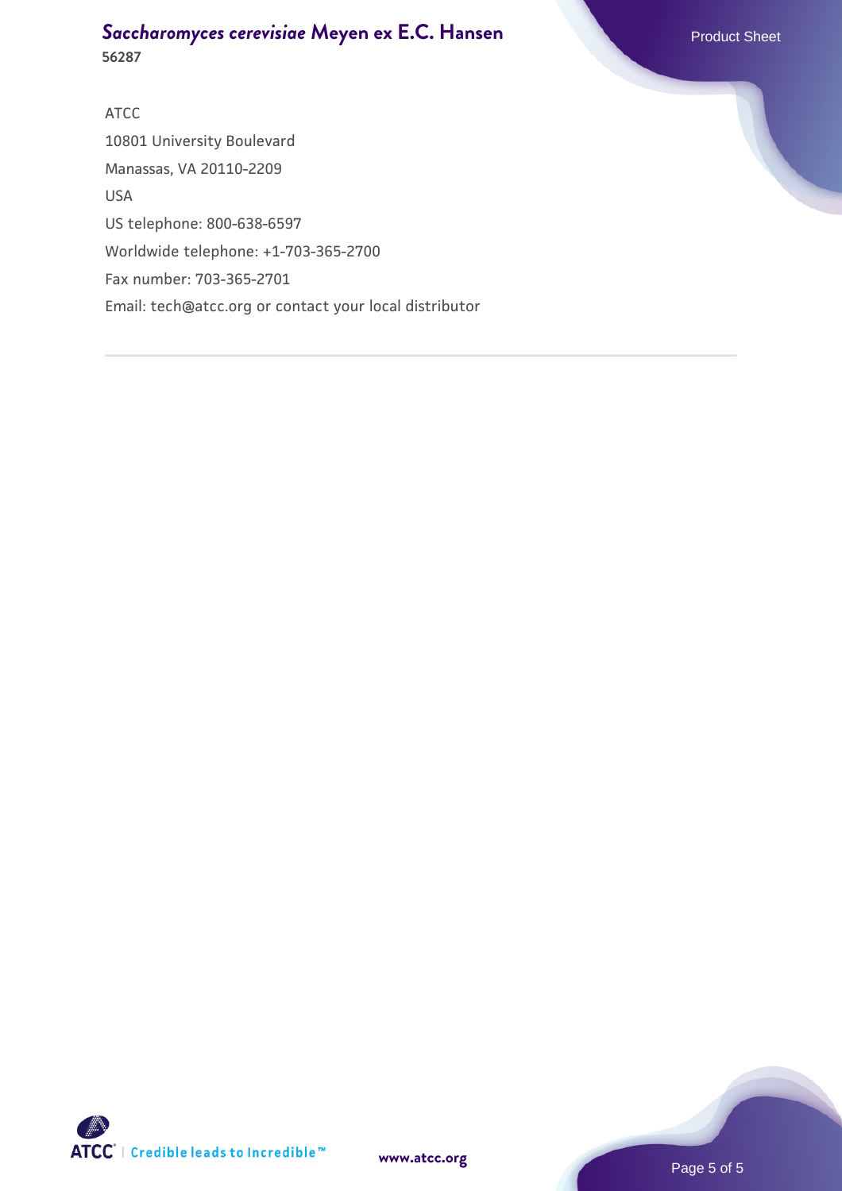ATCC

10801 University Boulevard

Manassas, VA 20110-2209

USA

US telephone: 800-638-6597

Worldwide telephone: +1-703-365-2700

Fax number: 703-365-2701

Email: tech@atcc.org or contact your local distributor